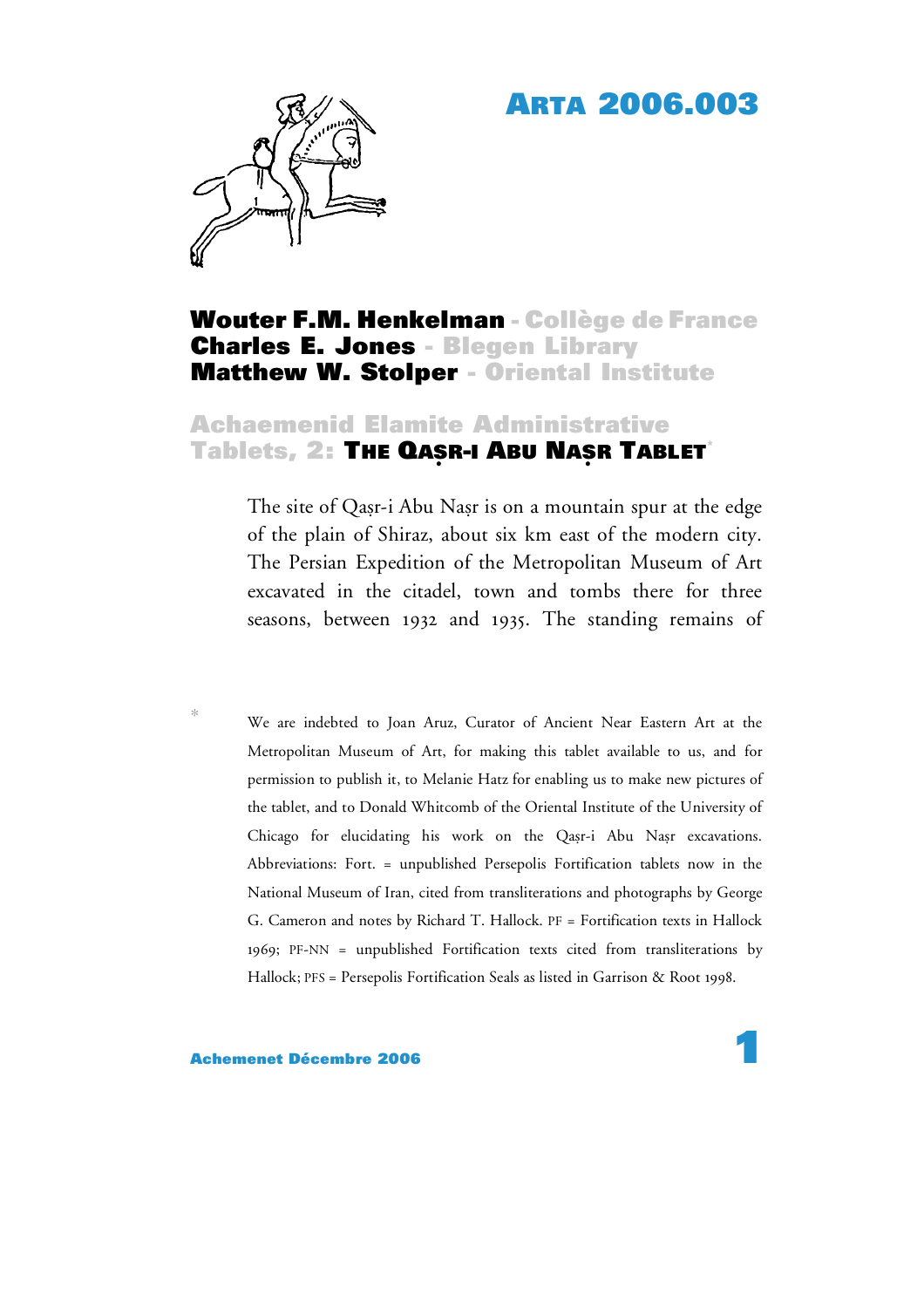# ARTA 2006.003

**Wouter F.M. Henkelman** - Collège de France
**Charles E. Jones** - Blegen Library
**Matthew W. Stolper** - Oriental Institute

## Achaemenid Elamite Administrative Tablets, 2: THE QAṢR-I ABU NAṢR TABLET*

The site of Qaṣr-i Abu Naṣr is on a mountain spur at the edge of the plain of Shiraz, about six km east of the modern city. The Persian Expedition of the Metropolitan Museum of Art excavated in the citadel, town and tombs there for three seasons, between 1932 and 1935. The standing remains of

\* We are indebted to Joan Aruz, Curator of Ancient Near Eastern Art at the Metropolitan Museum of Art, for making this tablet available to us, and for permission to publish it, to Melanie Hatz for enabling us to make new pictures of the tablet, and to Donald Whitcomb of the Oriental Institute of the University of Chicago for elucidating his work on the Qaṣr-i Abu Naṣr excavations. Abbreviations: Fort. = unpublished Persepolis Fortification tablets now in the National Museum of Iran, cited from transliterations and photographs by George G. Cameron and notes by Richard T. Hallock. PF = Fortification texts in Hallock 1969; PF-NN = unpublished Fortification texts cited from transliterations by Hallock; PFS = Persepolis Fortification Seals as listed in Garrison & Root 1998.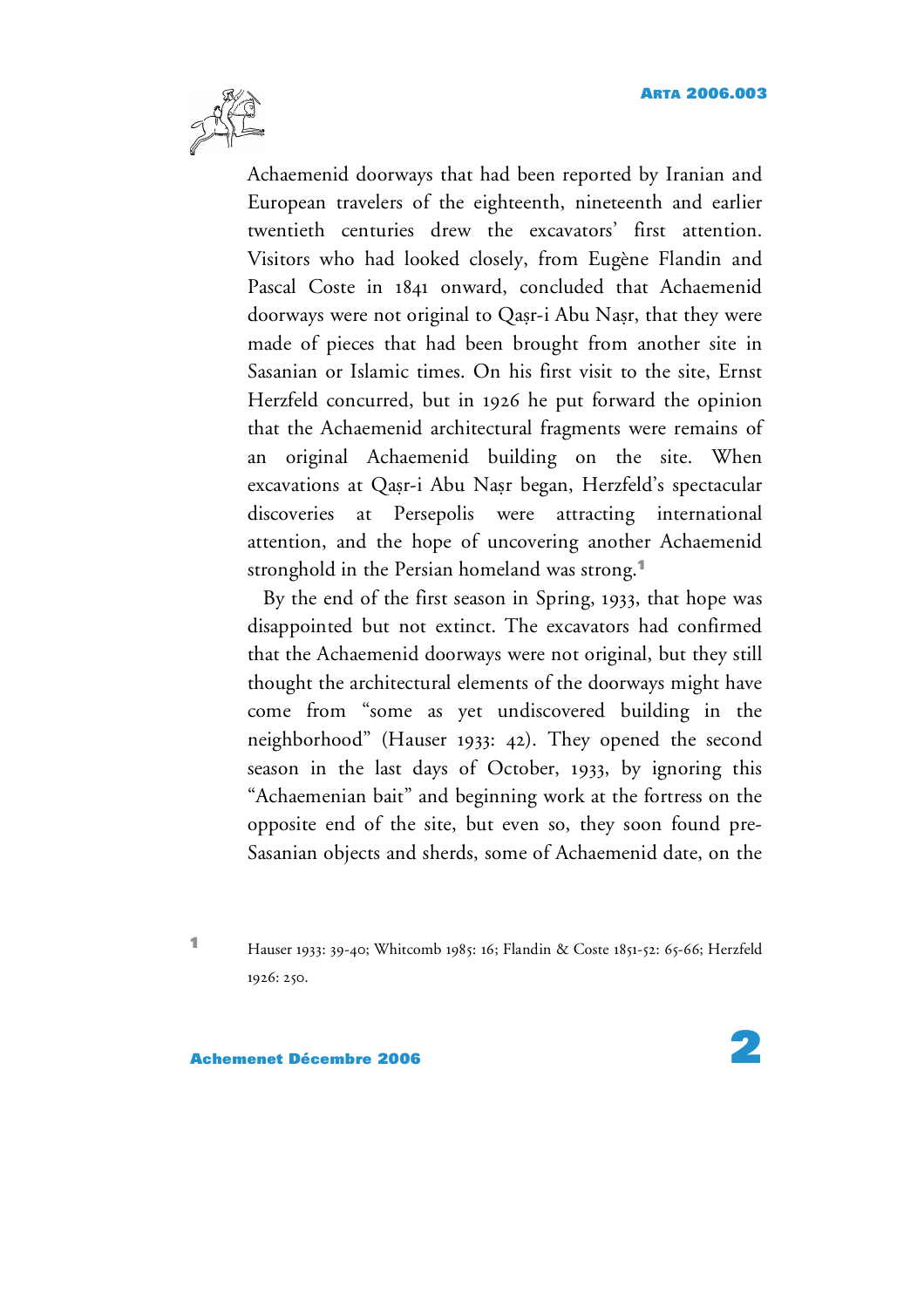Achaemenid doorways that had been reported by Iranian and European travelers of the eighteenth, nineteenth and earlier twentieth centuries drew the excavators' first attention. Visitors who had looked closely, from Eugène Flandin and Pascal Coste in 1841 onward, concluded that Achaemenid doorways were not original to Qaṣr-i Abu Naṣr, that they were made of pieces that had been brought from another site in Sasanian or Islamic times. On his first visit to the site, Ernst Herzfeld concurred, but in 1926 he put forward the opinion that the Achaemenid architectural fragments were remains of an original Achaemenid building on the site. When excavations at Qaṣr-i Abu Naṣr began, Herzfeld's spectacular discoveries at Persepolis were attracting international attention, and the hope of uncovering another Achaemenid stronghold in the Persian homeland was strong.[1]

By the end of the first season in Spring, 1933, that hope was disappointed but not extinct. The excavators had confirmed that the Achaemenid doorways were not original, but they still thought the architectural elements of the doorways might have come from "some as yet undiscovered building in the neighborhood" (Hauser 1933: 42). They opened the second season in the last days of October, 1933, by ignoring this "Achaemenian bait" and beginning work at the fortress on the opposite end of the site, but even so, they soon found pre-Sasanian objects and sherds, some of Achaemenid date, on the

[1] Hauser 1933: 39-40; Whitcomb 1985: 16; Flandin & Coste 1851-52: 65-66; Herzfeld 1926: 250.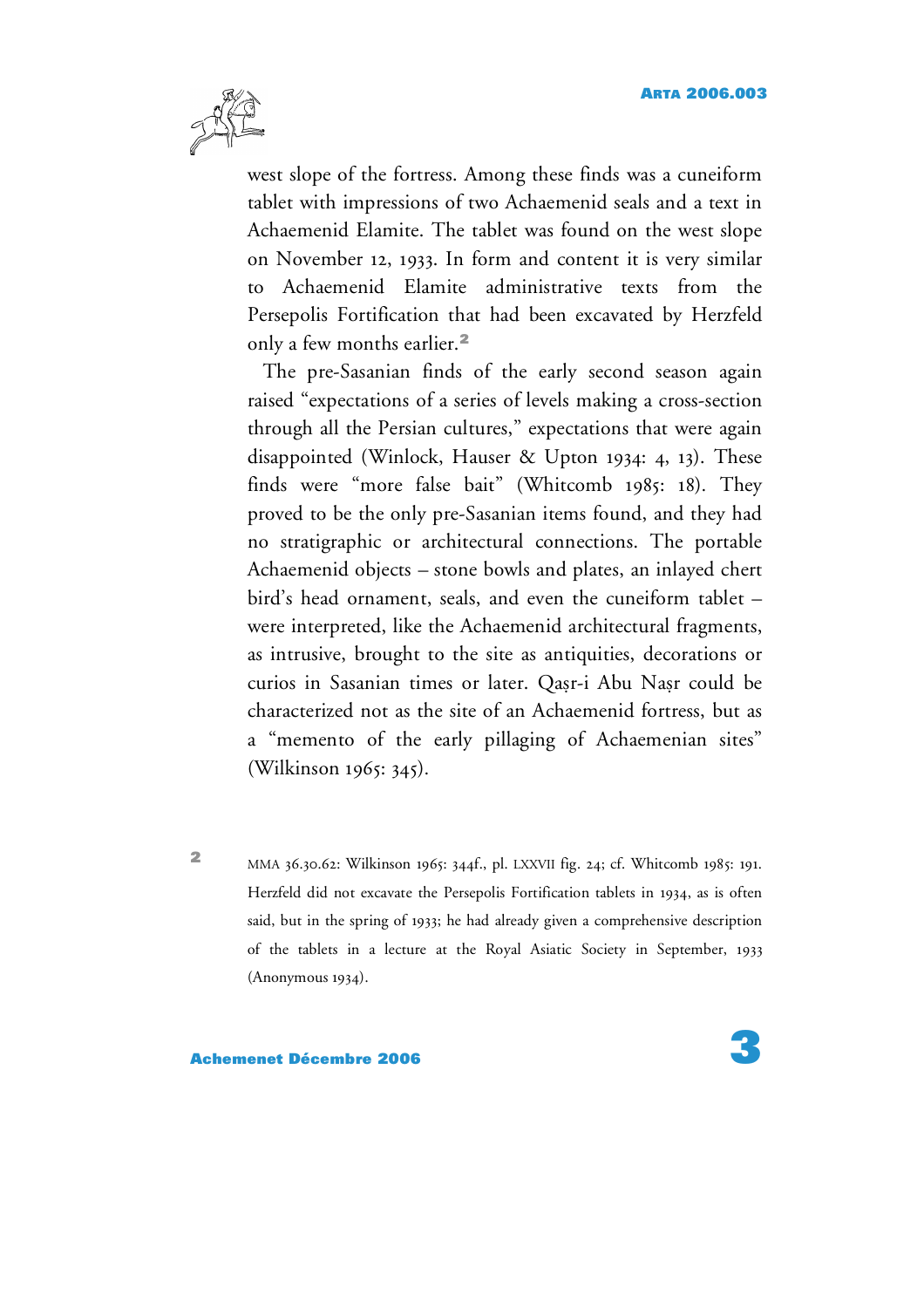west slope of the fortress. Among these finds was a cuneiform tablet with impressions of two Achaemenid seals and a text in Achaemenid Elamite. The tablet was found on the west slope on November 12, 1933. In form and content it is very similar to Achaemenid Elamite administrative texts from the Persepolis Fortification that had been excavated by Herzfeld only a few months earlier.[2]

The pre-Sasanian finds of the early second season again raised "expectations of a series of levels making a cross-section through all the Persian cultures," expectations that were again disappointed (Winlock, Hauser & Upton 1934: 4, 13). These finds were "more false bait" (Whitcomb 1985: 18). They proved to be the only pre-Sasanian items found, and they had no stratigraphic or architectural connections. The portable Achaemenid objects – stone bowls and plates, an inlayed chert bird's head ornament, seals, and even the cuneiform tablet – were interpreted, like the Achaemenid architectural fragments, as intrusive, brought to the site as antiquities, decorations or curios in Sasanian times or later. Qaṣr-i Abu Naṣr could be characterized not as the site of an Achaemenid fortress, but as a "memento of the early pillaging of Achaemenian sites" (Wilkinson 1965: 345).

[2] MMA 36.30.62: Wilkinson 1965: 344f., pl. LXXVII fig. 24; cf. Whitcomb 1985: 191. Herzfeld did not excavate the Persepolis Fortification tablets in 1934, as is often said, but in the spring of 1933; he had already given a comprehensive description of the tablets in a lecture at the Royal Asiatic Society in September, 1933 (Anonymous 1934).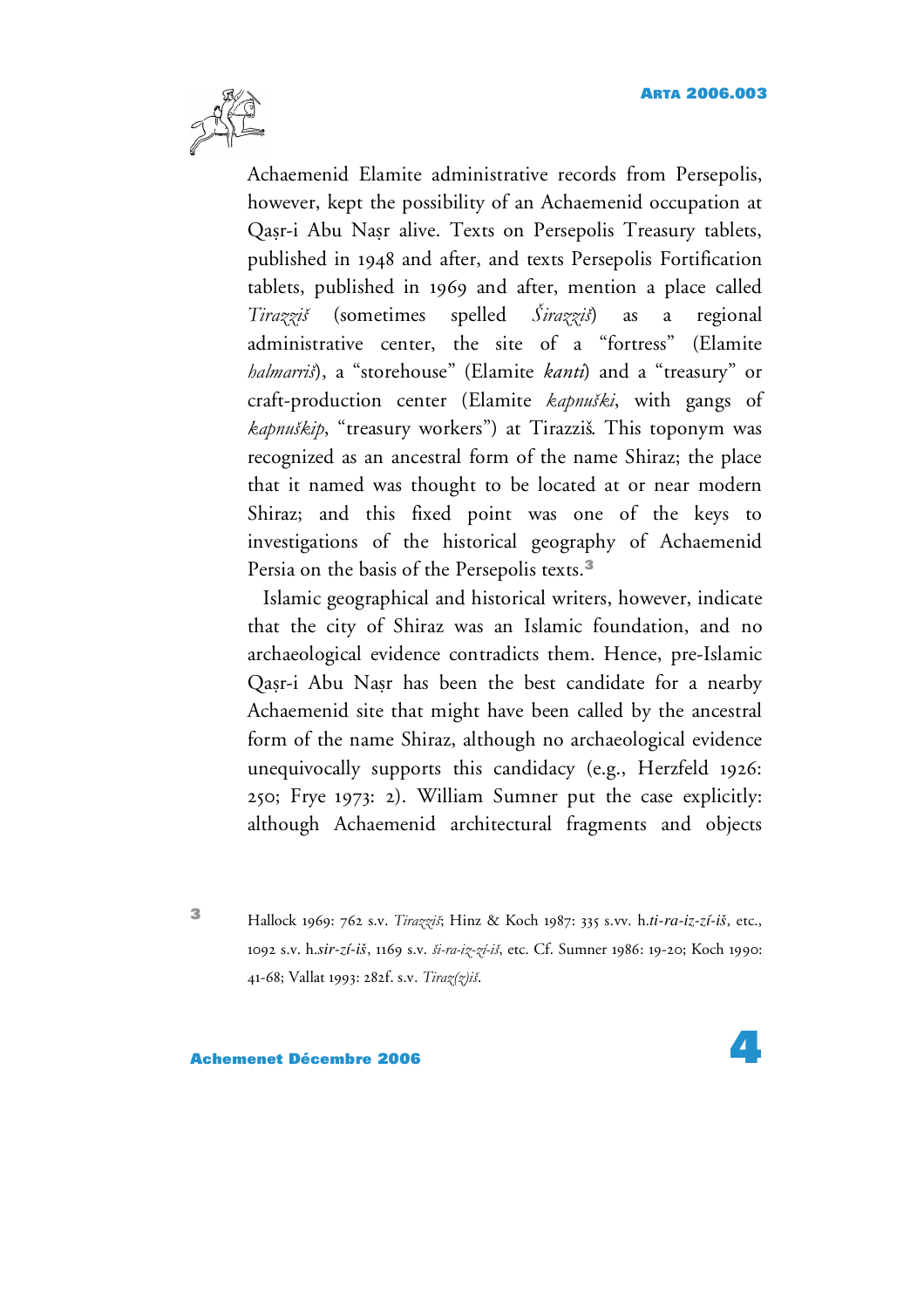Achaemenid Elamite administrative records from Persepolis, however, kept the possibility of an Achaemenid occupation at Qaṣr-i Abu Naṣr alive. Texts on Persepolis Treasury tablets, published in 1948 and after, and texts Persepolis Fortification tablets, published in 1969 and after, mention a place called *Tirazziš* (sometimes spelled *Širazziš*) as a regional administrative center, the site of a "fortress" (Elamite *halmarriš*), a "storehouse" (Elamite *kanti*) and a "treasury" or craft-production center (Elamite *kapnuški*, with gangs of *kapnuškip*, "treasury workers") at Tirazziš. This toponym was recognized as an ancestral form of the name Shiraz; the place that it named was thought to be located at or near modern Shiraz; and this fixed point was one of the keys to investigations of the historical geography of Achaemenid Persia on the basis of the Persepolis texts.[3]

Islamic geographical and historical writers, however, indicate that the city of Shiraz was an Islamic foundation, and no archaeological evidence contradicts them. Hence, pre-Islamic Qaṣr-i Abu Naṣr has been the best candidate for a nearby Achaemenid site that might have been called by the ancestral form of the name Shiraz, although no archaeological evidence unequivocally supports this candidacy (e.g., Herzfeld 1926: 250; Frye 1973: 2). William Sumner put the case explicitly: although Achaemenid architectural fragments and objects

[3] Hallock 1969: 762 s.v. *Tirazziš*; Hinz & Koch 1987: 335 s.vv. h.*ti-ra-iz-zí-iš*, etc., 1092 s.v. h.*sir-zí-iš*, 1169 s.v. *ši-ra-iz-zí-iš*, etc. Cf. Sumner 1986: 19-20; Koch 1990: 41-68; Vallat 1993: 282f. s.v. *Tiraz(z)iš*.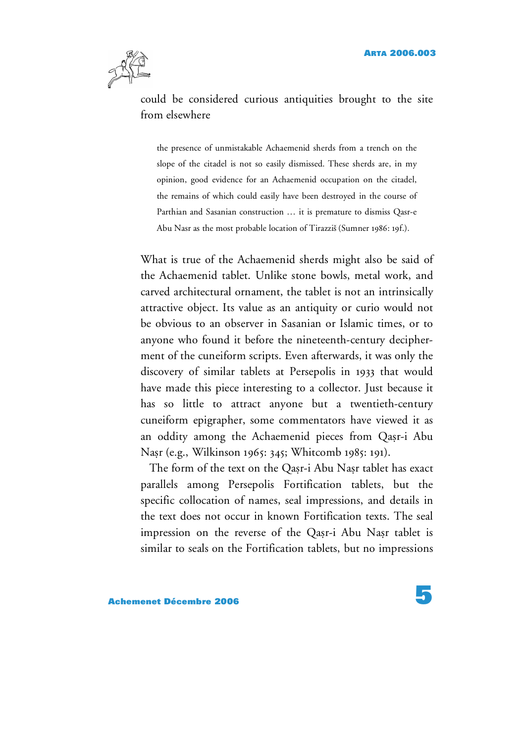could be considered curious antiquities brought to the site from elsewhere

> the presence of unmistakable Achaemenid sherds from a trench on the slope of the citadel is not so easily dismissed. These sherds are, in my opinion, good evidence for an Achaemenid occupation on the citadel, the remains of which could easily have been destroyed in the course of Parthian and Sasanian construction … it is premature to dismiss Qasr-e Abu Nasr as the most probable location of Tirazziš (Sumner 1986: 19f.).

What is true of the Achaemenid sherds might also be said of the Achaemenid tablet. Unlike stone bowls, metal work, and carved architectural ornament, the tablet is not an intrinsically attractive object. Its value as an antiquity or curio would not be obvious to an observer in Sasanian or Islamic times, or to anyone who found it before the nineteenth-century decipherment of the cuneiform scripts. Even afterwards, it was only the discovery of similar tablets at Persepolis in 1933 that would have made this piece interesting to a collector. Just because it has so little to attract anyone but a twentieth-century cuneiform epigrapher, some commentators have viewed it as an oddity among the Achaemenid pieces from Qaṣr-i Abu Naṣr (e.g., Wilkinson 1965: 345; Whitcomb 1985: 191).

The form of the text on the Qaṣr-i Abu Naṣr tablet has exact parallels among Persepolis Fortification tablets, but the specific collocation of names, seal impressions, and details in the text does not occur in known Fortification texts. The seal impression on the reverse of the Qaṣr-i Abu Naṣr tablet is similar to seals on the Fortification tablets, but no impressions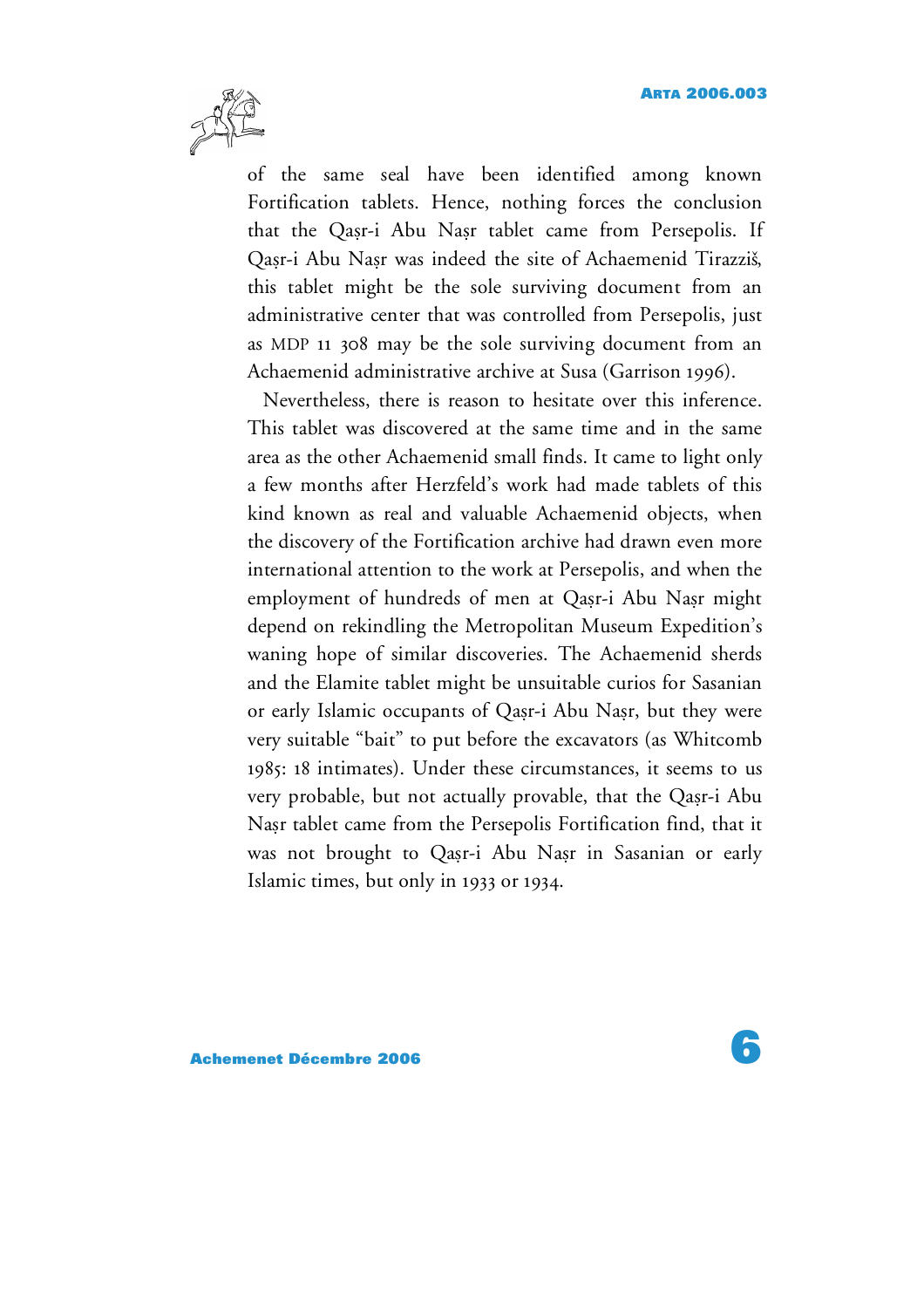of the same seal have been identified among known Fortification tablets. Hence, nothing forces the conclusion that the Qaṣr-i Abu Naṣr tablet came from Persepolis. If Qaṣr-i Abu Naṣr was indeed the site of Achaemenid Tirazziš, this tablet might be the sole surviving document from an administrative center that was controlled from Persepolis, just as MDP 11 308 may be the sole surviving document from an Achaemenid administrative archive at Susa (Garrison 1996).

Nevertheless, there is reason to hesitate over this inference. This tablet was discovered at the same time and in the same area as the other Achaemenid small finds. It came to light only a few months after Herzfeld's work had made tablets of this kind known as real and valuable Achaemenid objects, when the discovery of the Fortification archive had drawn even more international attention to the work at Persepolis, and when the employment of hundreds of men at Qaṣr-i Abu Naṣr might depend on rekindling the Metropolitan Museum Expedition's waning hope of similar discoveries. The Achaemenid sherds and the Elamite tablet might be unsuitable curios for Sasanian or early Islamic occupants of Qaṣr-i Abu Naṣr, but they were very suitable "bait" to put before the excavators (as Whitcomb 1985: 18 intimates). Under these circumstances, it seems to us very probable, but not actually provable, that the Qaṣr-i Abu Naṣr tablet came from the Persepolis Fortification find, that it was not brought to Qaṣr-i Abu Naṣr in Sasanian or early Islamic times, but only in 1933 or 1934.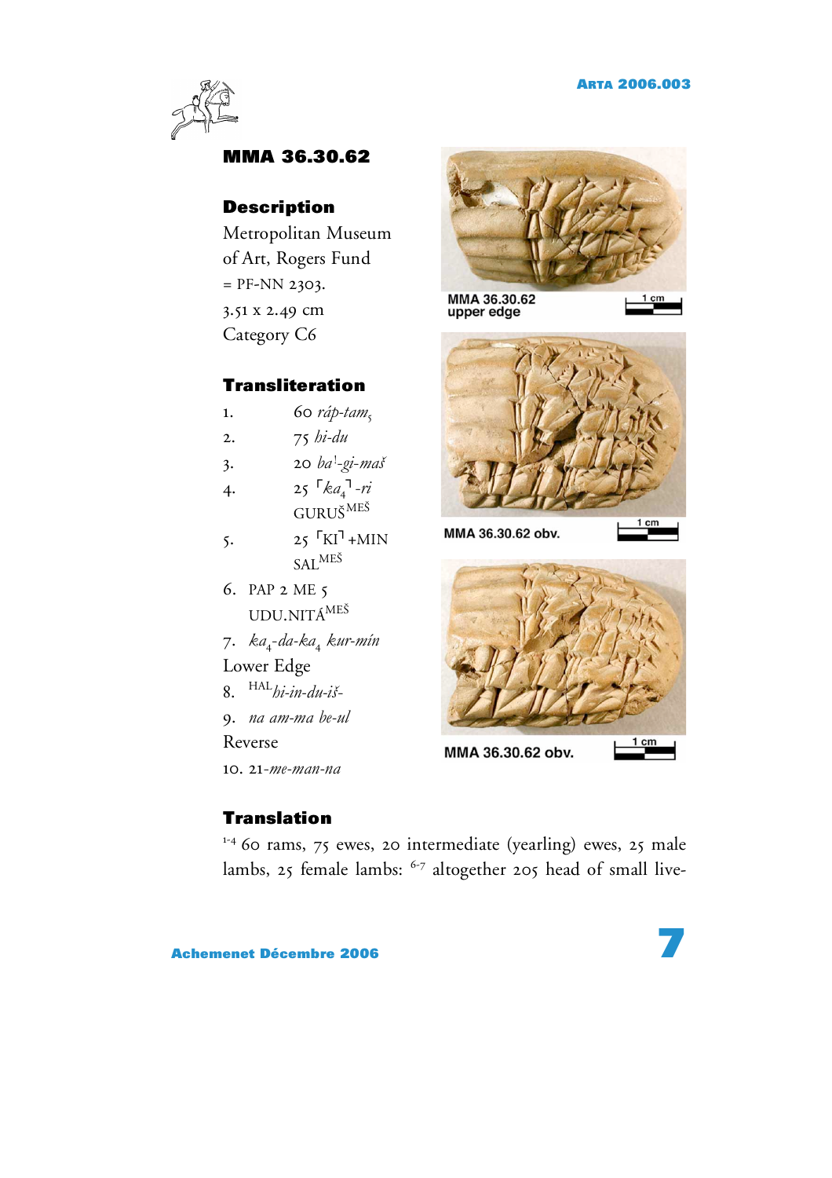## MMA 36.30.62

### Description

Metropolitan Museum of Art, Rogers Fund
= PF-NN 2303.
3.51 x 2.49 cm
Category C6

### Transliteration

1. 60 *ráp-tam*$_5$
2. 75 *hi-du*
3. 20 *ba*$^!$*-gi-maš*
4. 25 ⌜*ka*$_4$⌝*-ri* GURUŠ$^{MEŠ}$
5. 25 ⌜KI⌝+MIN SAL$^{MEŠ}$
6. PAP 2 ME 5 UDU.NITÁ$^{MEŠ}$
7. *ka*$_4$*-da-ka*$_4$ *kur-mín*

Lower Edge

8. $^{HAL}$*hi-in-du-iš-*
9. *na am-ma be-ul*

Reverse

10. 21*-me-man-na*

MMA 36.30.62 upper edge

MMA 36.30.62 obv.

MMA 36.30.62 obv.

### Translation

1-4 60 rams, 75 ewes, 20 intermediate (yearling) ewes, 25 male lambs, 25 female lambs: 6-7 altogether 205 head of small live-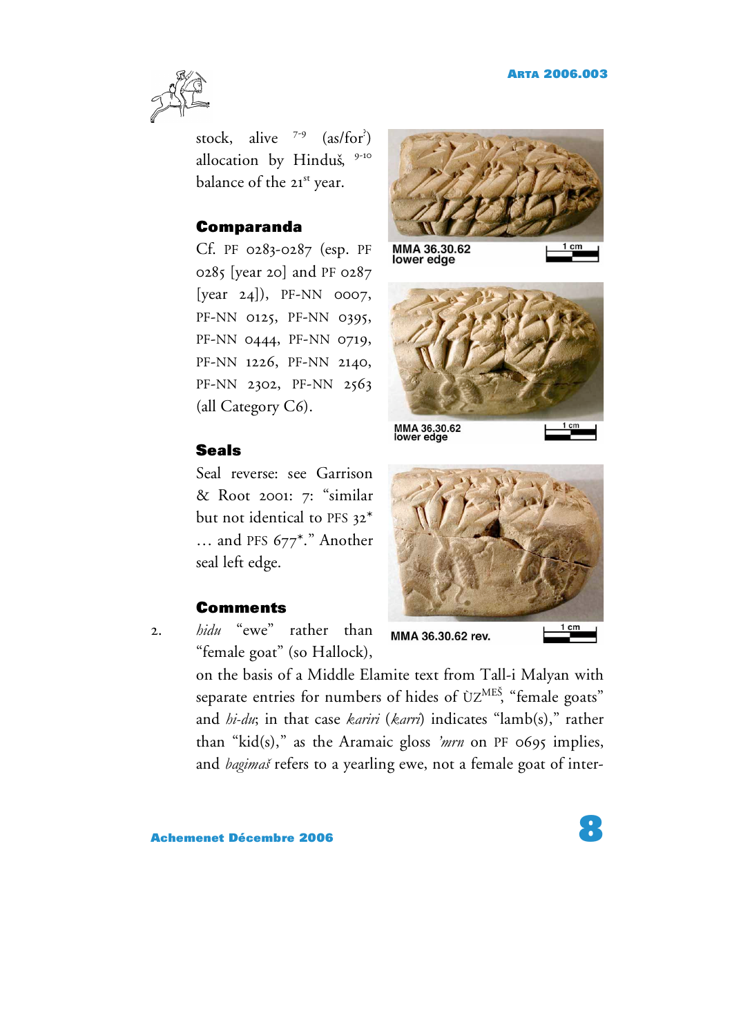stock, alive [7-9] (as/for?) allocation by Hinduš, [9-10] balance of the 21st year.

### Comparanda

Cf. PF 0283-0287 (esp. PF 0285 [year 20] and PF 0287 [year 24]), PF-NN 0007, PF-NN 0125, PF-NN 0395, PF-NN 0444, PF-NN 0719, PF-NN 1226, PF-NN 2140, PF-NN 2302, PF-NN 2563 (all Category C6).

MMA 36.30.62 lower edge

MMA 36.30.62 lower edge

MMA 36.30.62 rev.

### Seals

Seal reverse: see Garrison & Root 2001: 7: "similar but not identical to PFS 32* … and PFS 677*." Another seal left edge.

### Comments

2. *hidu* "ewe" rather than "female goat" (so Hallock), on the basis of a Middle Elamite text from Tall-i Malyan with separate entries for numbers of hides of ÙZ[MEŠ], "female goats" and *hi-du*; in that case *kariri* (*karri*) indicates "lamb(s)," rather than "kid(s)," as the Aramaic gloss *'mrn* on PF 0695 implies, and *bagimaš* refers to a yearling ewe, not a female goat of inter-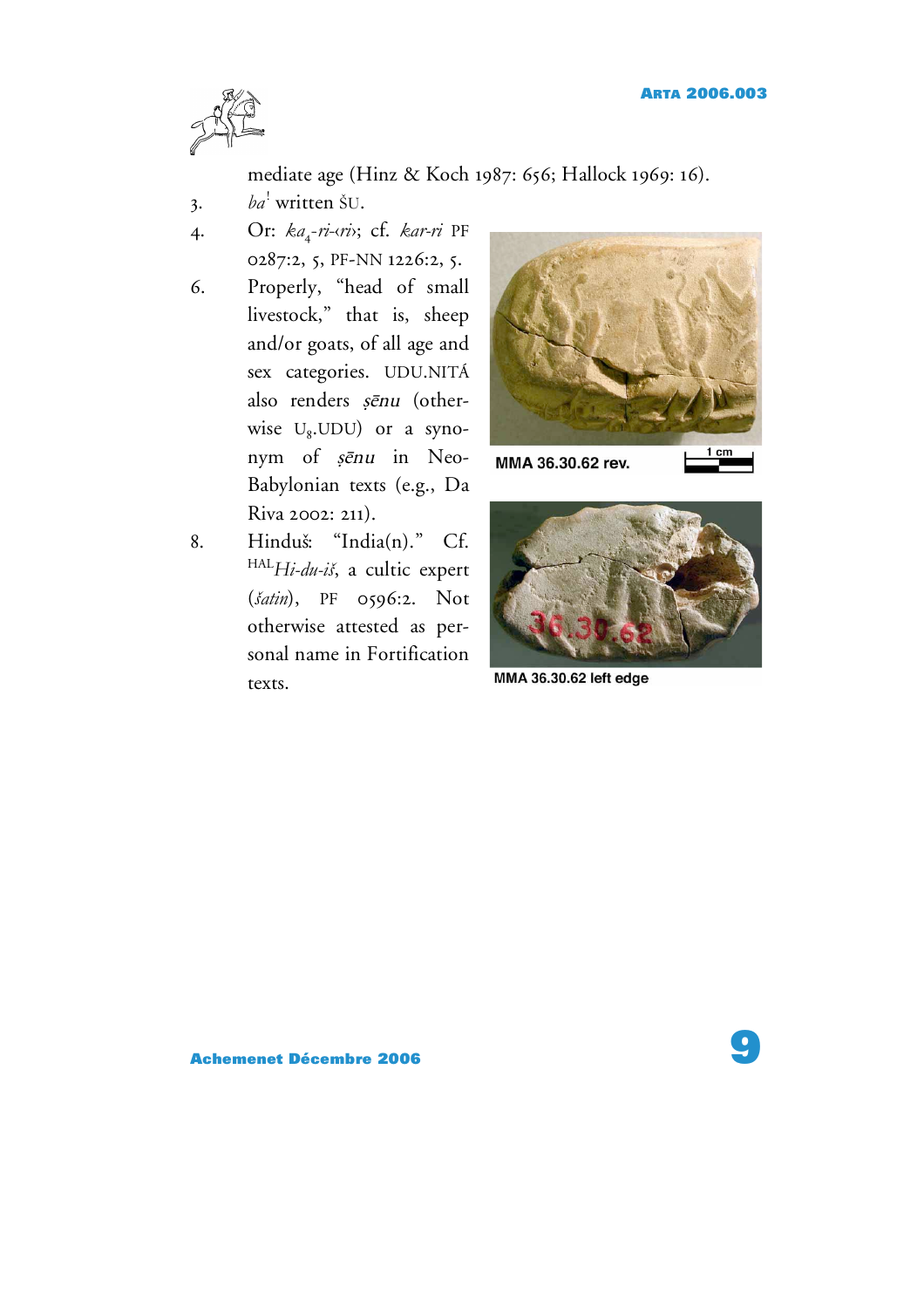mediate age (Hinz & Koch 1987: 656; Hallock 1969: 16).

3. *ba*[!] written ŠU.

4. Or: *ka*$_4$-*ri*-‹*ri*›; cf. *kar-ri* PF 0287:2, 5, PF-NN 1226:2, 5.

6. Properly, "head of small livestock," that is, sheep and/or goats, of all age and sex categories. UDU.NITÁ also renders *ṣēnu* (otherwise U$_8$.UDU) or a synonym of *ṣēnu* in Neo-Babylonian texts (e.g., Da Riva 2002: 211).

8. Hinduš: "India(n)." Cf. [HAL]*Hi-du-iš*, a cultic expert (*šatin*), PF 0596:2. Not otherwise attested as personal name in Fortification texts.

MMA 36.30.62 rev.

MMA 36.30.62 left edge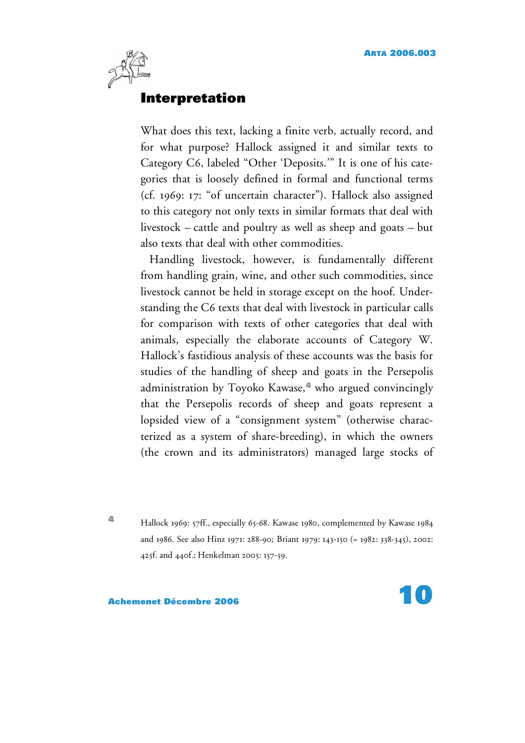## Interpretation

What does this text, lacking a finite verb, actually record, and for what purpose? Hallock assigned it and similar texts to Category C6, labeled "Other 'Deposits.'" It is one of his categories that is loosely defined in formal and functional terms (cf. 1969: 17: "of uncertain character"). Hallock also assigned to this category not only texts in similar formats that deal with livestock – cattle and poultry as well as sheep and goats – but also texts that deal with other commodities.

Handling livestock, however, is fundamentally different from handling grain, wine, and other such commodities, since livestock cannot be held in storage except on the hoof. Understanding the C6 texts that deal with livestock in particular calls for comparison with texts of other categories that deal with animals, especially the elaborate accounts of Category W. Hallock's fastidious analysis of these accounts was the basis for studies of the handling of sheep and goats in the Persepolis administration by Toyoko Kawase,[4] who argued convincingly that the Persepolis records of sheep and goats represent a lopsided view of a "consignment system" (otherwise characterized as a system of share-breeding), in which the owners (the crown and its administrators) managed large stocks of

[4] Hallock 1969: 57ff., especially 65-68. Kawase 1980, complemented by Kawase 1984 and 1986. See also Hinz 1971: 288-90; Briant 1979: 143-150 (= 1982: 338-345), 2002: 425f. and 440f.; Henkelman 2005: 157-59.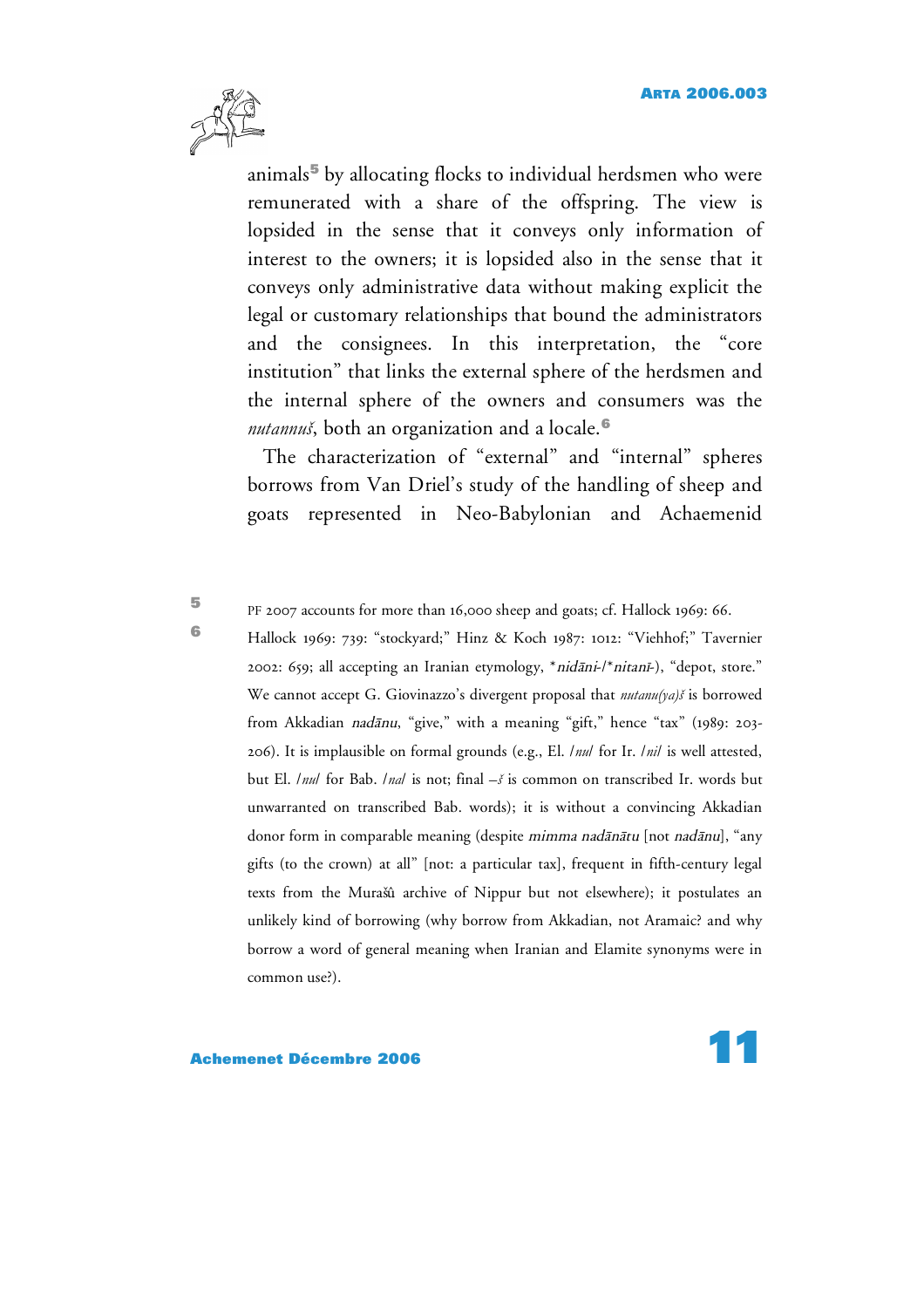animals[5] by allocating flocks to individual herdsmen who were remunerated with a share of the offspring. The view is lopsided in the sense that it conveys only information of interest to the owners; it is lopsided also in the sense that it conveys only administrative data without making explicit the legal or customary relationships that bound the administrators and the consignees. In this interpretation, the "core institution" that links the external sphere of the herdsmen and the internal sphere of the owners and consumers was the *nutannuš*, both an organization and a locale.[6]

The characterization of "external" and "internal" spheres borrows from Van Driel's study of the handling of sheep and goats represented in Neo-Babylonian and Achaemenid

---

5 PF 2007 accounts for more than 16,000 sheep and goats; cf. Hallock 1969: 66.

6 Hallock 1969: 739: "stockyard;" Hinz & Koch 1987: 1012: "Viehhof;" Tavernier 2002: 659; all accepting an Iranian etymology, *\*nidāni-/\*nitanī-*), "depot, store." We cannot accept G. Giovinazzo's divergent proposal that *nutanu(ya)š* is borrowed from Akkadian *nadānu*, "give," with a meaning "gift," hence "tax" (1989: 203-206). It is implausible on formal grounds (e.g., El. /*nu*/ for Ir. /*ni*/ is well attested, but El. /*nu*/ for Bab. /*na*/ is not; final –*š* is common on transcribed Ir. words but unwarranted on transcribed Bab. words); it is without a convincing Akkadian donor form in comparable meaning (despite *mimma nadānātu* [not *nadānu*], "any gifts (to the crown) at all" [not: a particular tax], frequent in fifth-century legal texts from the Murašû archive of Nippur but not elsewhere); it postulates an unlikely kind of borrowing (why borrow from Akkadian, not Aramaic? and why borrow a word of general meaning when Iranian and Elamite synonyms were in common use?).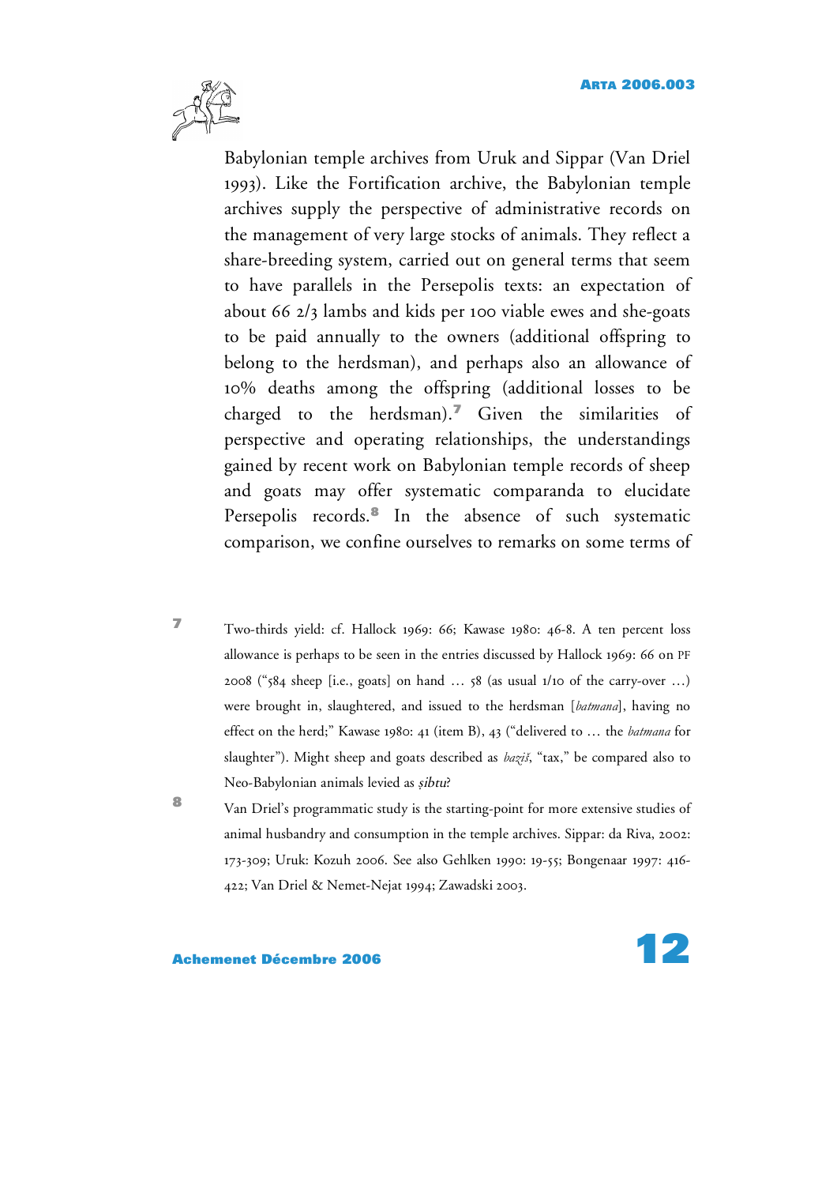Babylonian temple archives from Uruk and Sippar (Van Driel 1993). Like the Fortification archive, the Babylonian temple archives supply the perspective of administrative records on the management of very large stocks of animals. They reflect a share-breeding system, carried out on general terms that seem to have parallels in the Persepolis texts: an expectation of about 66 2/3 lambs and kids per 100 viable ewes and she-goats to be paid annually to the owners (additional offspring to belong to the herdsman), and perhaps also an allowance of 10% deaths among the offspring (additional losses to be charged to the herdsman).[7] Given the similarities of perspective and operating relationships, the understandings gained by recent work on Babylonian temple records of sheep and goats may offer systematic comparanda to elucidate Persepolis records.[8] In the absence of such systematic comparison, we confine ourselves to remarks on some terms of

[7] Two-thirds yield: cf. Hallock 1969: 66; Kawase 1980: 46-8. A ten percent loss allowance is perhaps to be seen in the entries discussed by Hallock 1969: 66 on PF 2008 ("584 sheep [i.e., goats] on hand … 58 (as usual 1/10 of the carry-over …) were brought in, slaughtered, and issued to the herdsman [*batmana*], having no effect on the herd;" Kawase 1980: 41 (item B), 43 ("delivered to … the *batmana* for slaughter"). Might sheep and goats described as *baziš*, "tax," be compared also to Neo-Babylonian animals levied as *ṣibtu*?

[8] Van Driel's programmatic study is the starting-point for more extensive studies of animal husbandry and consumption in the temple archives. Sippar: da Riva, 2002: 173-309; Uruk: Kozuh 2006. See also Gehlken 1990: 19-55; Bongenaar 1997: 416-422; Van Driel & Nemet-Nejat 1994; Zawadski 2003.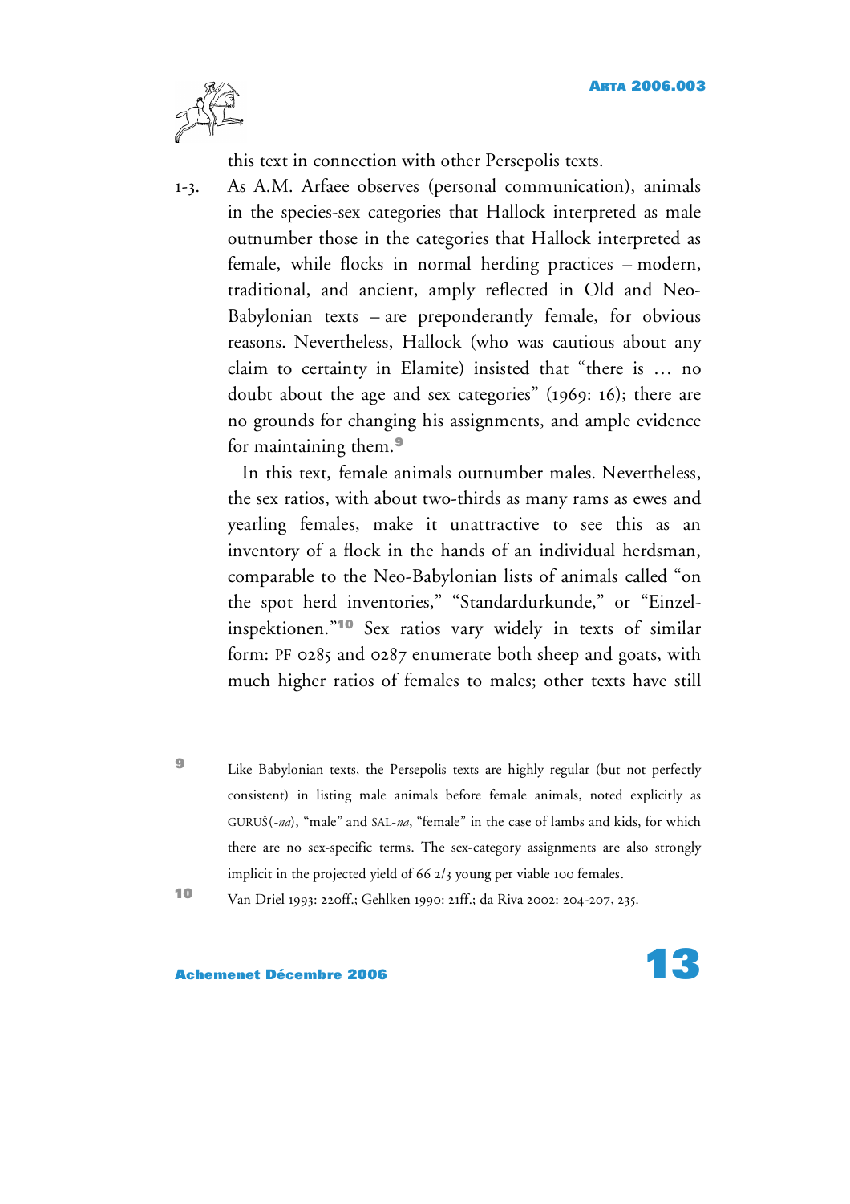this text in connection with other Persepolis texts.

1-3. As A.M. Arfaee observes (personal communication), animals in the species-sex categories that Hallock interpreted as male outnumber those in the categories that Hallock interpreted as female, while flocks in normal herding practices – modern, traditional, and ancient, amply reflected in Old and Neo-Babylonian texts – are preponderantly female, for obvious reasons. Nevertheless, Hallock (who was cautious about any claim to certainty in Elamite) insisted that "there is … no doubt about the age and sex categories" (1969: 16); there are no grounds for changing his assignments, and ample evidence for maintaining them.[9]

In this text, female animals outnumber males. Nevertheless, the sex ratios, with about two-thirds as many rams as ewes and yearling females, make it unattractive to see this as an inventory of a flock in the hands of an individual herdsman, comparable to the Neo-Babylonian lists of animals called "on the spot herd inventories," "Standardurkunde," or "Einzel-inspektionen."[10] Sex ratios vary widely in texts of similar form: PF 0285 and 0287 enumerate both sheep and goats, with much higher ratios of females to males; other texts have still

[9] Like Babylonian texts, the Persepolis texts are highly regular (but not perfectly consistent) in listing male animals before female animals, noted explicitly as GURUŠ(-*na*), "male" and SAL-*na*, "female" in the case of lambs and kids, for which there are no sex-specific terms. The sex-category assignments are also strongly implicit in the projected yield of 66 2/3 young per viable 100 females.

[10] Van Driel 1993: 220ff.; Gehlken 1990: 21ff.; da Riva 2002: 204-207, 235.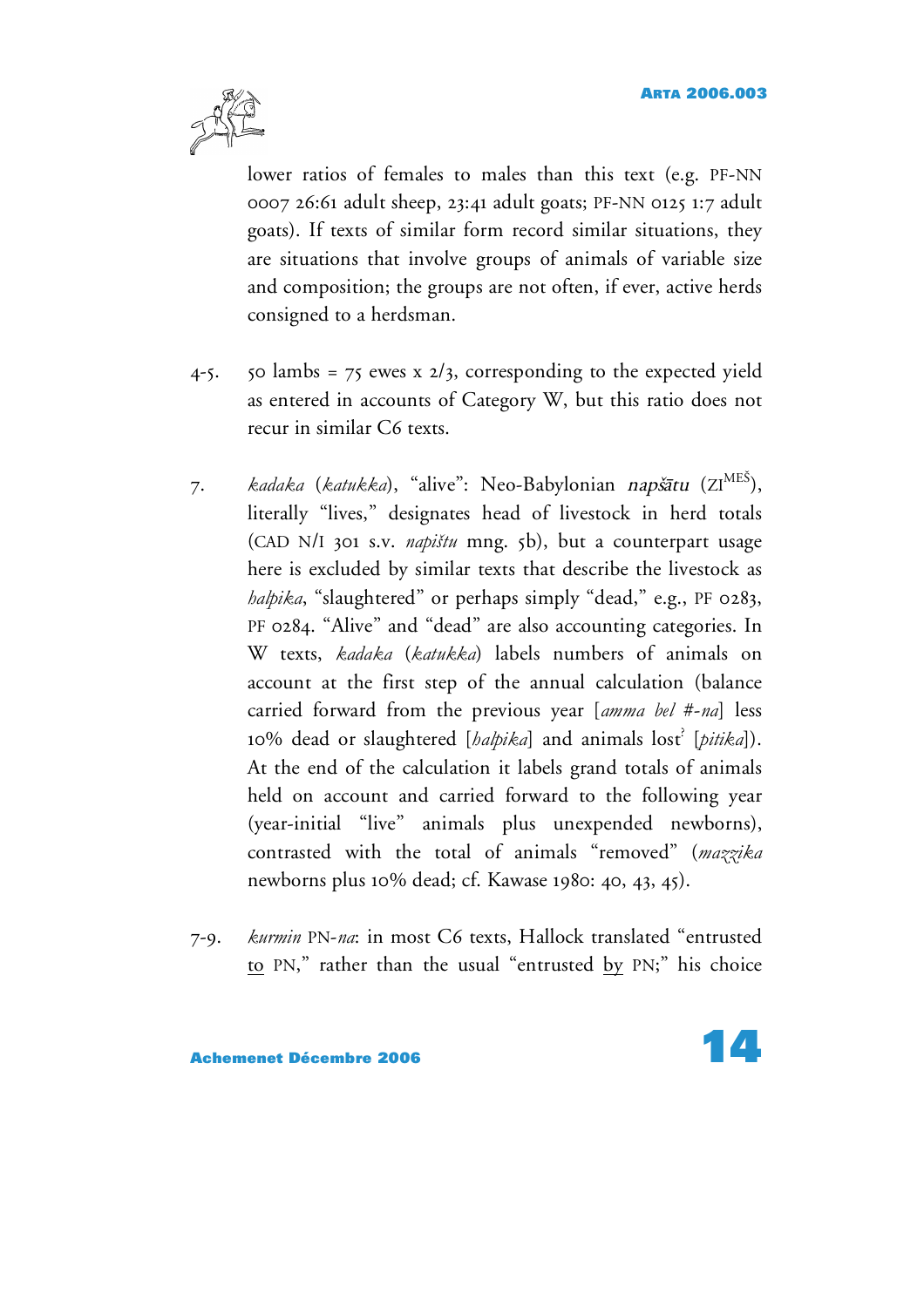lower ratios of females to males than this text (e.g. PF-NN 0007 26:61 adult sheep, 23:41 adult goats; PF-NN 0125 1:7 adult goats). If texts of similar form record similar situations, they are situations that involve groups of animals of variable size and composition; the groups are not often, if ever, active herds consigned to a herdsman.

4-5. 50 lambs = 75 ewes x 2/3, corresponding to the expected yield as entered in accounts of Category W, but this ratio does not recur in similar C6 texts.

7. *kadaka* (*katukka*), "alive": Neo-Babylonian *napšātu* (ZI$^{\text{MEŠ}}$), literally "lives," designates head of livestock in herd totals (CAD N/I 301 s.v. *napištu* mng. 5b), but a counterpart usage here is excluded by similar texts that describe the livestock as *halpika*, "slaughtered" or perhaps simply "dead," e.g., PF 0283, PF 0284. "Alive" and "dead" are also accounting categories. In W texts, *kadaka* (*katukka*) labels numbers of animals on account at the first step of the annual calculation (balance carried forward from the previous year [*amma bel #-na*] less 10% dead or slaughtered [*halpika*] and animals lost[?] [*pitika*]). At the end of the calculation it labels grand totals of animals held on account and carried forward to the following year (year-initial "live" animals plus unexpended newborns), contrasted with the total of animals "removed" (*mazzika* newborns plus 10% dead; cf. Kawase 1980: 40, 43, 45).

7-9. *kurmin* PN-*na*: in most C6 texts, Hallock translated "entrusted <u>to</u> PN," rather than the usual "entrusted <u>by</u> PN;" his choice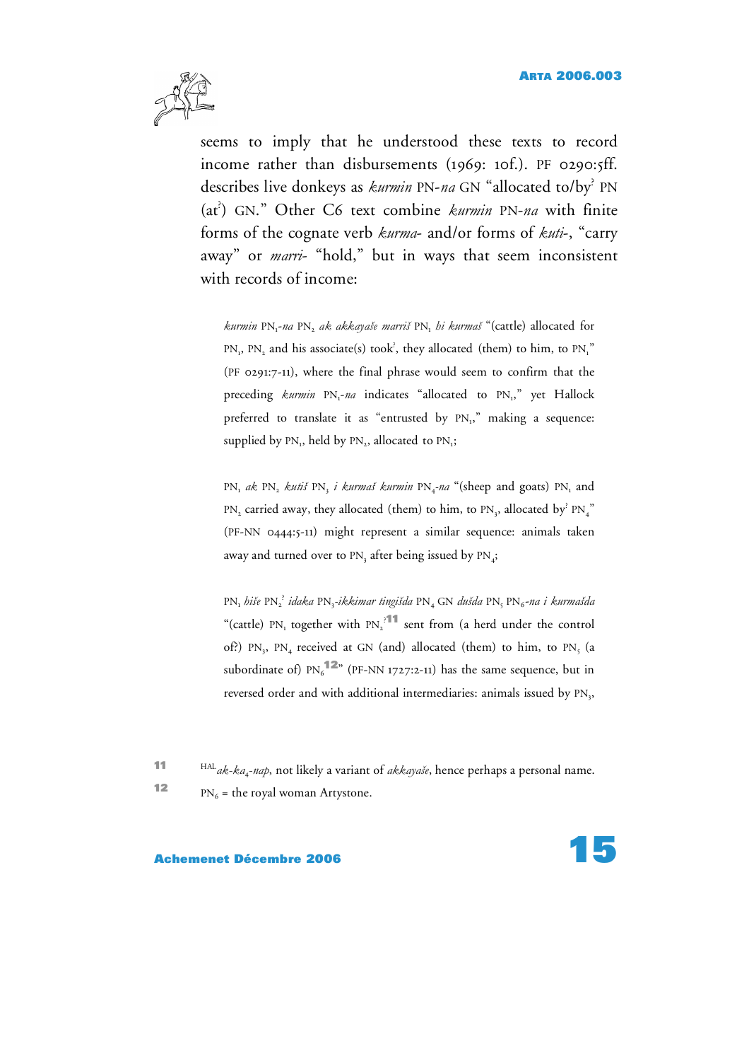seems to imply that he understood these texts to record income rather than disbursements (1969: 10f.). PF 0290:5ff. describes live donkeys as *kurmin* PN-*na* GN "allocated to/by$^?$ PN (at$^?$) GN." Other C6 text combine *kurmin* PN-*na* with finite forms of the cognate verb *kurma-* and/or forms of *kuti-*, "carry away" or *marri-* "hold," but in ways that seem inconsistent with records of income:

> *kurmin* $PN_1$-*na* $PN_2$ *ak akkayaše marriš* $PN_1$ *hi kurmaš* "(cattle) allocated for $PN_1$, $PN_2$ and his associate(s) took$^?$, they allocated (them) to him, to $PN_1$" (PF 0291:7-11), where the final phrase would seem to confirm that the preceding *kurmin* $PN_1$-*na* indicates "allocated to $PN_1$," yet Hallock preferred to translate it as "entrusted by $PN_1$," making a sequence: supplied by $PN_1$, held by $PN_2$, allocated to $PN_1$;

> $PN_1$ *ak* $PN_2$ *kutiš* $PN_3$ *i kurmaš kurmin* $PN_4$-*na* "(sheep and goats) $PN_1$ and $PN_2$ carried away, they allocated (them) to him, to $PN_3$, allocated by$^?$ $PN_4$" (PF-NN 0444:5-11) might represent a similar sequence: animals taken away and turned over to $PN_3$ after being issued by $PN_4$;

> $PN_1$ *hiše* $PN_2^?$ *idaka* $PN_3$-*ikkimar tingišda* $PN_4$ GN *dušda* $PN_5$ $PN_6$-*na i kurmašda* "(cattle) $PN_1$ together with $PN_2^?$[11] sent from (a herd under the control of?) $PN_3$, $PN_4$ received at GN (and) allocated (them) to him, to $PN_5$ (a subordinate of) $PN_6$[12]" (PF-NN 1727:2-11) has the same sequence, but in reversed order and with additional intermediaries: animals issued by $PN_3$,

[11] $^{HAL}$*ak-ka₄-nap*, not likely a variant of *akkayaše*, hence perhaps a personal name.

[12] $PN_6$ = the royal woman Artystone.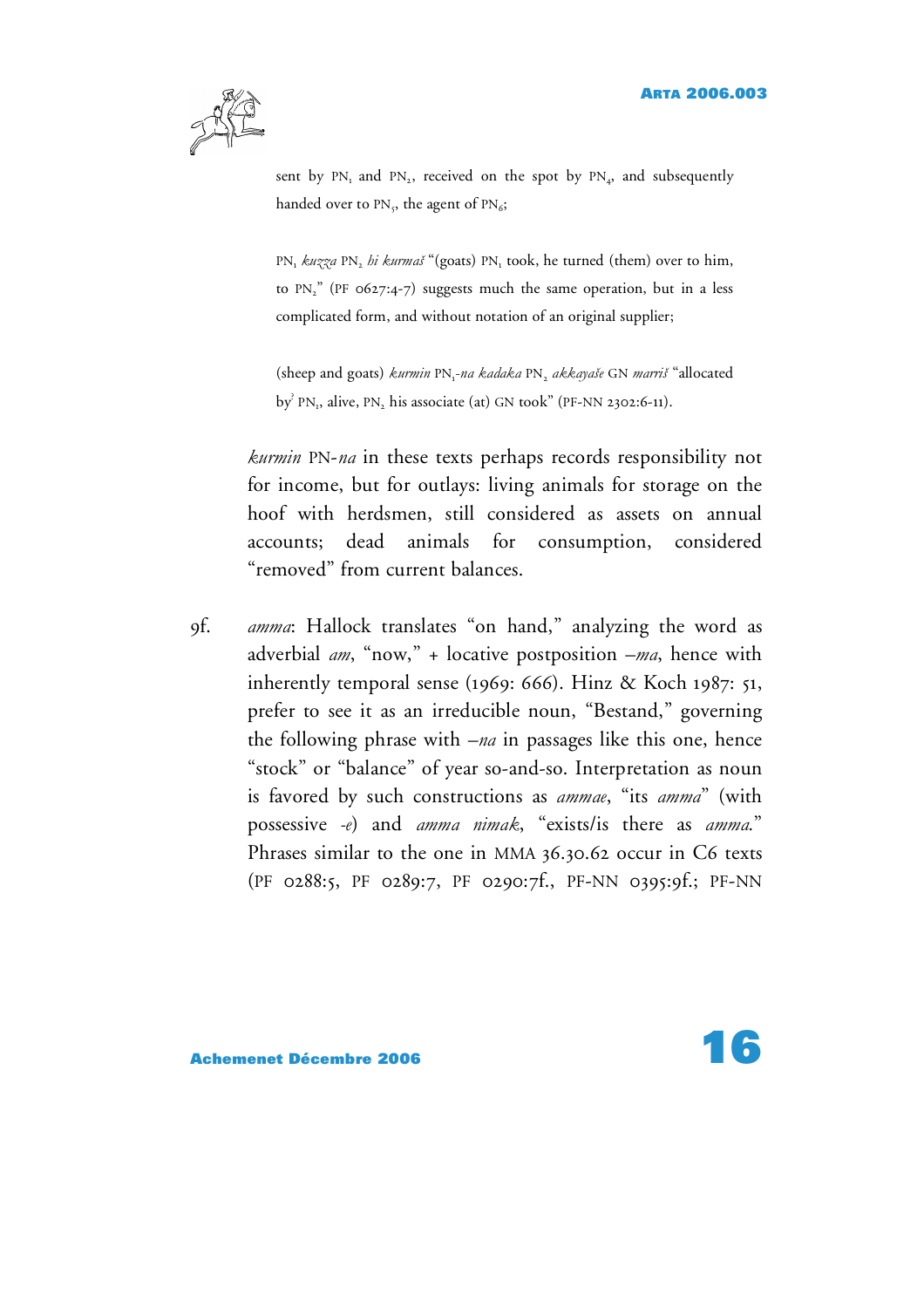sent by PN[1] and PN[2], received on the spot by PN[4], and subsequently handed over to PN[5], the agent of PN[6];

PN[1] *kuzza* PN[2] *hi kurmaš* "(goats) PN[1] took, he turned (them) over to him, to PN[2]" (PF 0627:4-7) suggests much the same operation, but in a less complicated form, and without notation of an original supplier;

(sheep and goats) *kurmin* PN[1]*-na kadaka* PN[2] *akkayaše* GN *marriš* "allocated by[?] PN[1], alive, PN[2] his associate (at) GN took" (PF-NN 2302:6-11).

*kurmin* PN*-na* in these texts perhaps records responsibility not for income, but for outlays: living animals for storage on the hoof with herdsmen, still considered as assets on annual accounts; dead animals for consumption, considered "removed" from current balances.

9f. *amma*: Hallock translates "on hand," analyzing the word as adverbial *am*, "now," + locative postposition *–ma*, hence with inherently temporal sense (1969: 666). Hinz & Koch 1987: 51, prefer to see it as an irreducible noun, "Bestand," governing the following phrase with *–na* in passages like this one, hence "stock" or "balance" of year so-and-so. Interpretation as noun is favored by such constructions as *ammae*, "its *amma*" (with possessive *-e*) and *amma nimak*, "exists/is there as *amma*." Phrases similar to the one in MMA 36.30.62 occur in C6 texts (PF 0288:5, PF 0289:7, PF 0290:7f., PF-NN 0395:9f.; PF-NN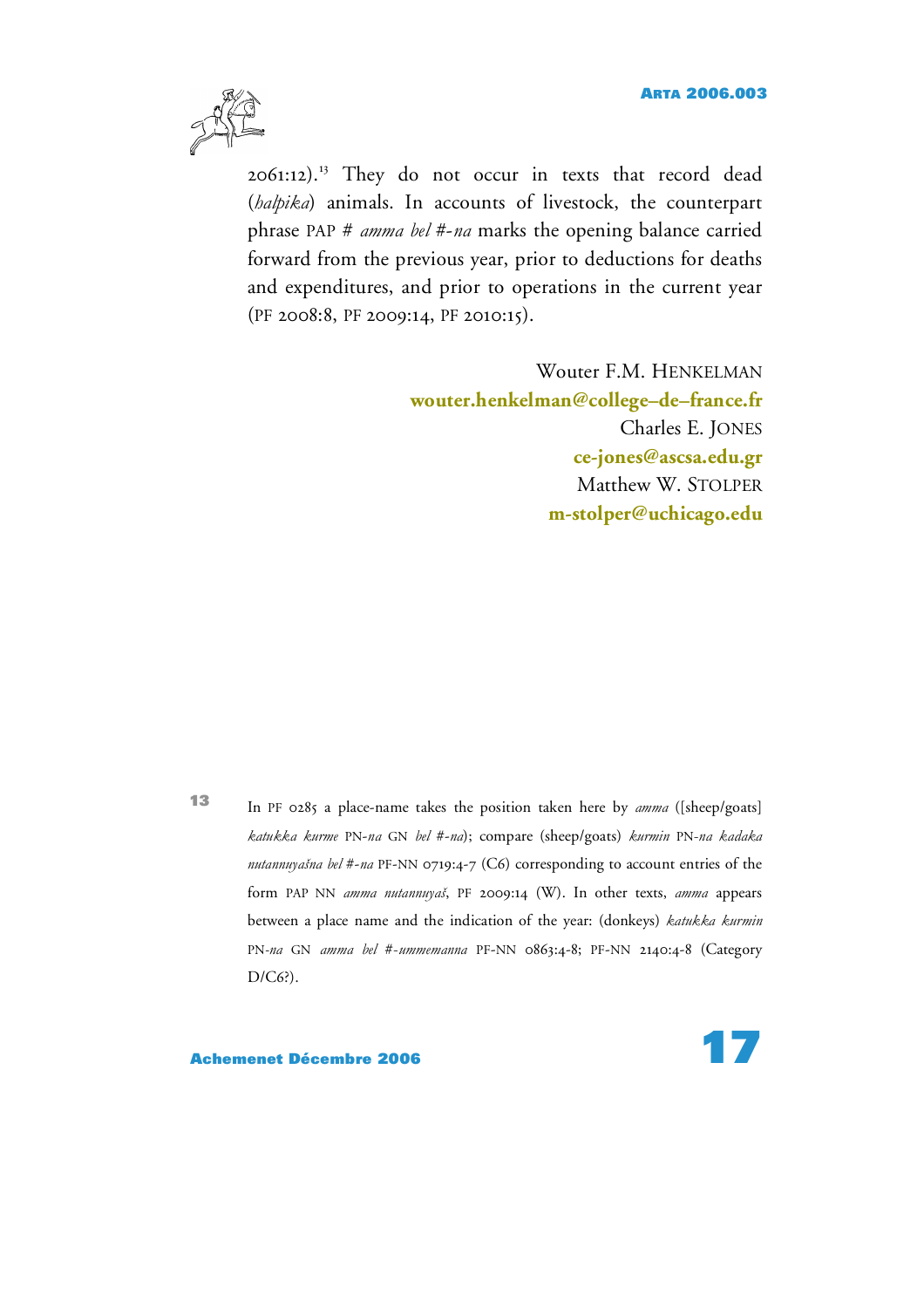2061:12).[13] They do not occur in texts that record dead (*halpika*) animals. In accounts of livestock, the counterpart phrase PAP # *amma bel* #-*na* marks the opening balance carried forward from the previous year, prior to deductions for deaths and expenditures, and prior to operations in the current year (PF 2008:8, PF 2009:14, PF 2010:15).

Wouter F.M. HENKELMAN
**wouter.henkelman@college–de–france.fr**
Charles E. JONES
**ce-jones@ascsa.edu.gr**
Matthew W. STOLPER
**m-stolper@uchicago.edu**

13 In PF 0285 a place-name takes the position taken here by *amma* ([sheep/goats] *katukka kurme* PN-*na* GN *bel* #-*na*); compare (sheep/goats) *kurmin* PN-*na kadaka nutannuyašna bel* #-*na* PF-NN 0719:4-7 (C6) corresponding to account entries of the form PAP NN *amma nutannuyaš*, PF 2009:14 (W). In other texts, *amma* appears between a place name and the indication of the year: (donkeys) *katukka kurmin* PN-*na* GN *amma bel* #-*ummemanna* PF-NN 0863:4-8; PF-NN 2140:4-8 (Category D/C6?).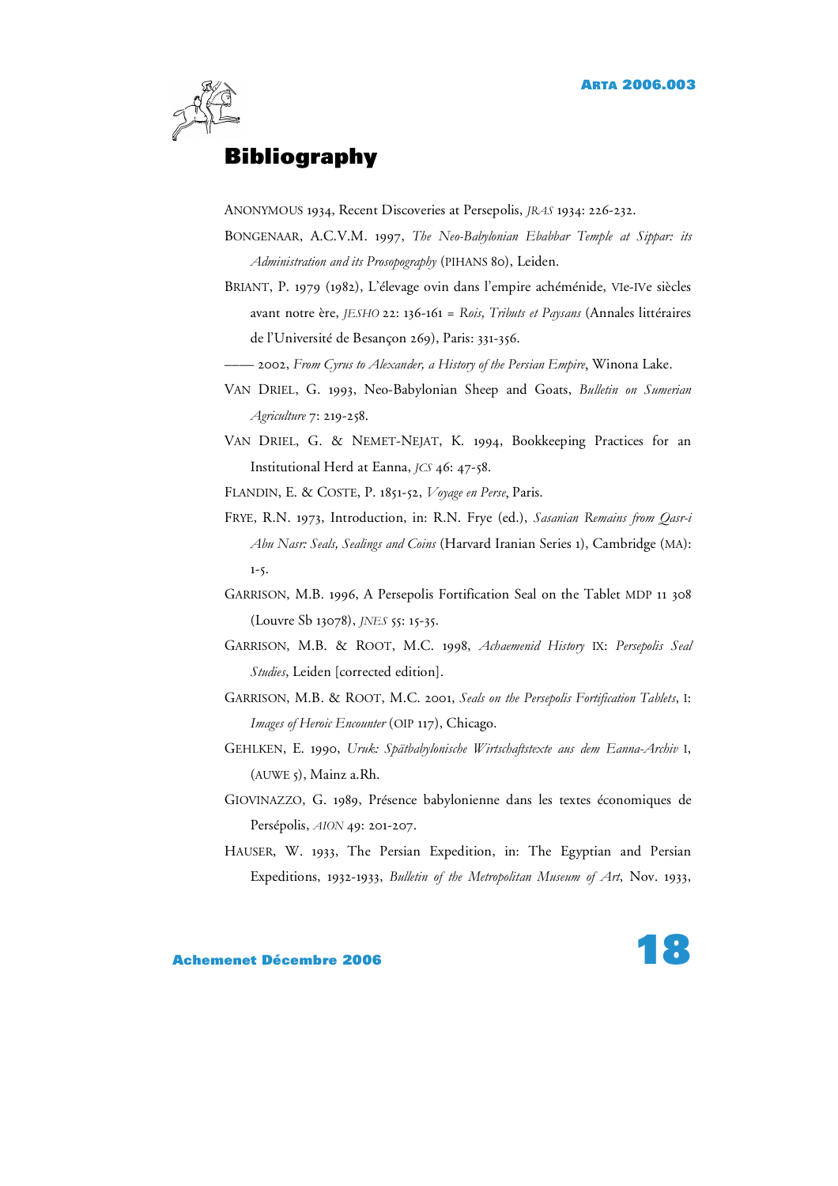# Bibliography

ANONYMOUS 1934, Recent Discoveries at Persepolis, *JRAS* 1934: 226-232.

BONGENAAR, A.C.V.M. 1997, *The Neo-Babylonian Ebabbar Temple at Sippar: its Administration and its Prosopography* (PIHANS 80), Leiden.

BRIANT, P. 1979 (1982), L'élevage ovin dans l'empire achéménide, VIe-IVe siècles avant notre ère, *JESHO* 22: 136-161 = *Rois, Tributs et Paysans* (Annales littéraires de l'Université de Besançon 269), Paris: 331-356.

—— 2002, *From Cyrus to Alexander, a History of the Persian Empire*, Winona Lake.

VAN DRIEL, G. 1993, Neo-Babylonian Sheep and Goats, *Bulletin on Sumerian Agriculture* 7: 219-258.

VAN DRIEL, G. & NEMET-NEJAT, K. 1994, Bookkeeping Practices for an Institutional Herd at Eanna, *JCS* 46: 47-58.

FLANDIN, E. & COSTE, P. 1851-52, *Voyage en Perse*, Paris.

FRYE, R.N. 1973, Introduction, in: R.N. Frye (ed.), *Sasanian Remains from Qasr-i Abu Nasr: Seals, Sealings and Coins* (Harvard Iranian Series 1), Cambridge (MA): 1-5.

GARRISON, M.B. 1996, A Persepolis Fortification Seal on the Tablet MDP 11 308 (Louvre Sb 13078), *JNES* 55: 15-35.

GARRISON, M.B. & ROOT, M.C. 1998, *Achaemenid History* IX: *Persepolis Seal Studies*, Leiden [corrected edition].

GARRISON, M.B. & ROOT, M.C. 2001, *Seals on the Persepolis Fortification Tablets*, I: *Images of Heroic Encounter* (OIP 117), Chicago.

GEHLKEN, E. 1990, *Uruk: Spätbabylonische Wirtschaftstexte aus dem Eanna-Archiv* I, (AUWE 5), Mainz a.Rh.

GIOVINAZZO, G. 1989, Présence babylonienne dans les textes économiques de Persépolis, *AION* 49: 201-207.

HAUSER, W. 1933, The Persian Expedition, in: The Egyptian and Persian Expeditions, 1932-1933, *Bulletin of the Metropolitan Museum of Art*, Nov. 1933,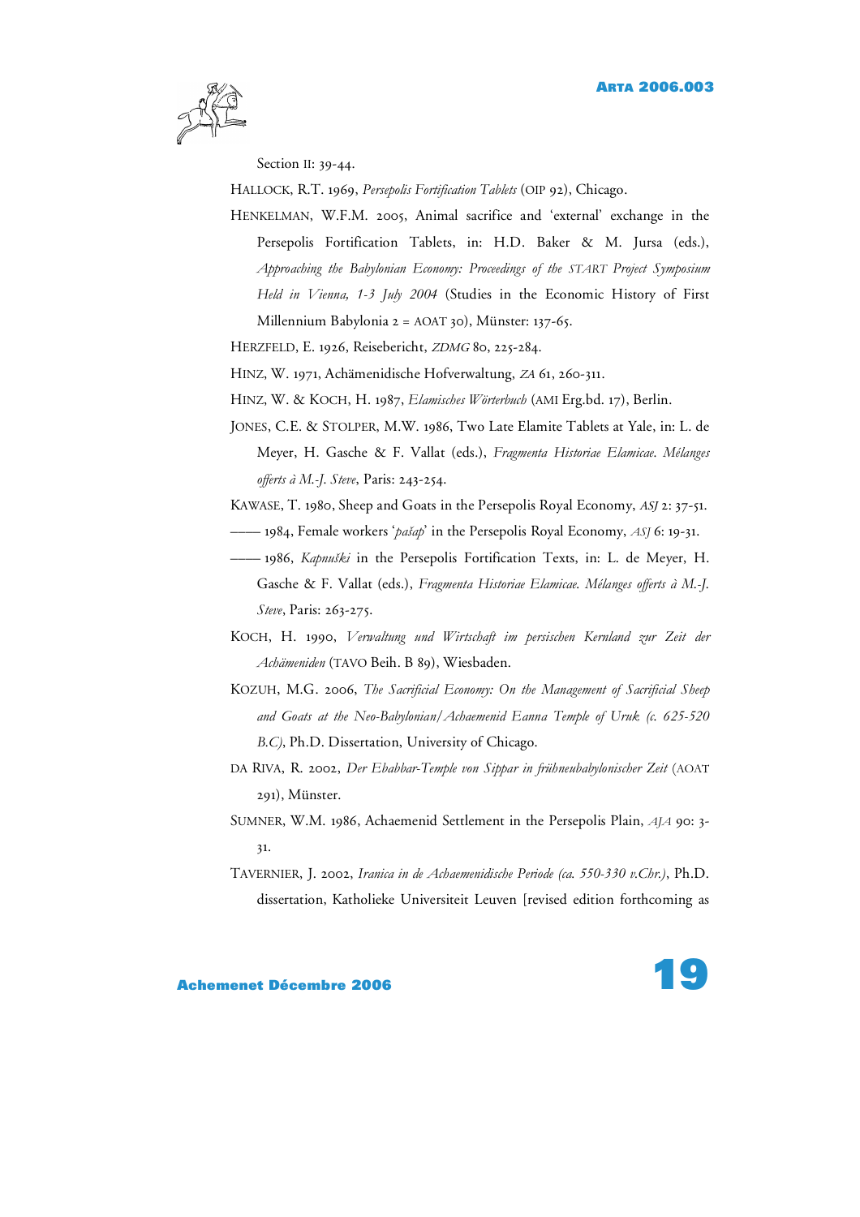Section II: 39-44.

HALLOCK, R.T. 1969, *Persepolis Fortification Tablets* (OIP 92), Chicago.

HENKELMAN, W.F.M. 2005, Animal sacrifice and 'external' exchange in the Persepolis Fortification Tablets, in: H.D. Baker & M. Jursa (eds.), *Approaching the Babylonian Economy: Proceedings of the START Project Symposium Held in Vienna, 1-3 July 2004* (Studies in the Economic History of First Millennium Babylonia 2 = AOAT 30), Münster: 137-65.

HERZFELD, E. 1926, Reisebericht, *ZDMG* 80, 225-284.

HINZ, W. 1971, Achämenidische Hofverwaltung, *ZA* 61, 260-311.

HINZ, W. & KOCH, H. 1987, *Elamisches Wörterbuch* (AMI Erg.bd. 17), Berlin.

JONES, C.E. & STOLPER, M.W. 1986, Two Late Elamite Tablets at Yale, in: L. de Meyer, H. Gasche & F. Vallat (eds.), *Fragmenta Historiae Elamicae. Mélanges offerts à M.-J. Steve*, Paris: 243-254.

KAWASE, T. 1980, Sheep and Goats in the Persepolis Royal Economy, *ASJ* 2: 37-51.

—— 1984, Female workers '*pašap*' in the Persepolis Royal Economy, *ASJ* 6: 19-31.

—— 1986, *Kapnuški* in the Persepolis Fortification Texts, in: L. de Meyer, H. Gasche & F. Vallat (eds.), *Fragmenta Historiae Elamicae. Mélanges offerts à M.-J. Steve*, Paris: 263-275.

KOCH, H. 1990, *Verwaltung und Wirtschaft im persischen Kernland zur Zeit der Achämeniden* (TAVO Beih. B 89), Wiesbaden.

KOZUH, M.G. 2006, *The Sacrificial Economy: On the Management of Sacrificial Sheep and Goats at the Neo-Babylonian/Achaemenid Eanna Temple of Uruk (c. 625-520 B.C)*, Ph.D. Dissertation, University of Chicago.

DA RIVA, R. 2002, *Der Ebabbar-Temple von Sippar in frühneubabylonischer Zeit* (AOAT 291), Münster.

SUMNER, W.M. 1986, Achaemenid Settlement in the Persepolis Plain, *AJA* 90: 3-31.

TAVERNIER, J. 2002, *Iranica in de Achaemenidische Periode (ca. 550-330 v.Chr.)*, Ph.D. dissertation, Katholieke Universiteit Leuven [revised edition forthcoming as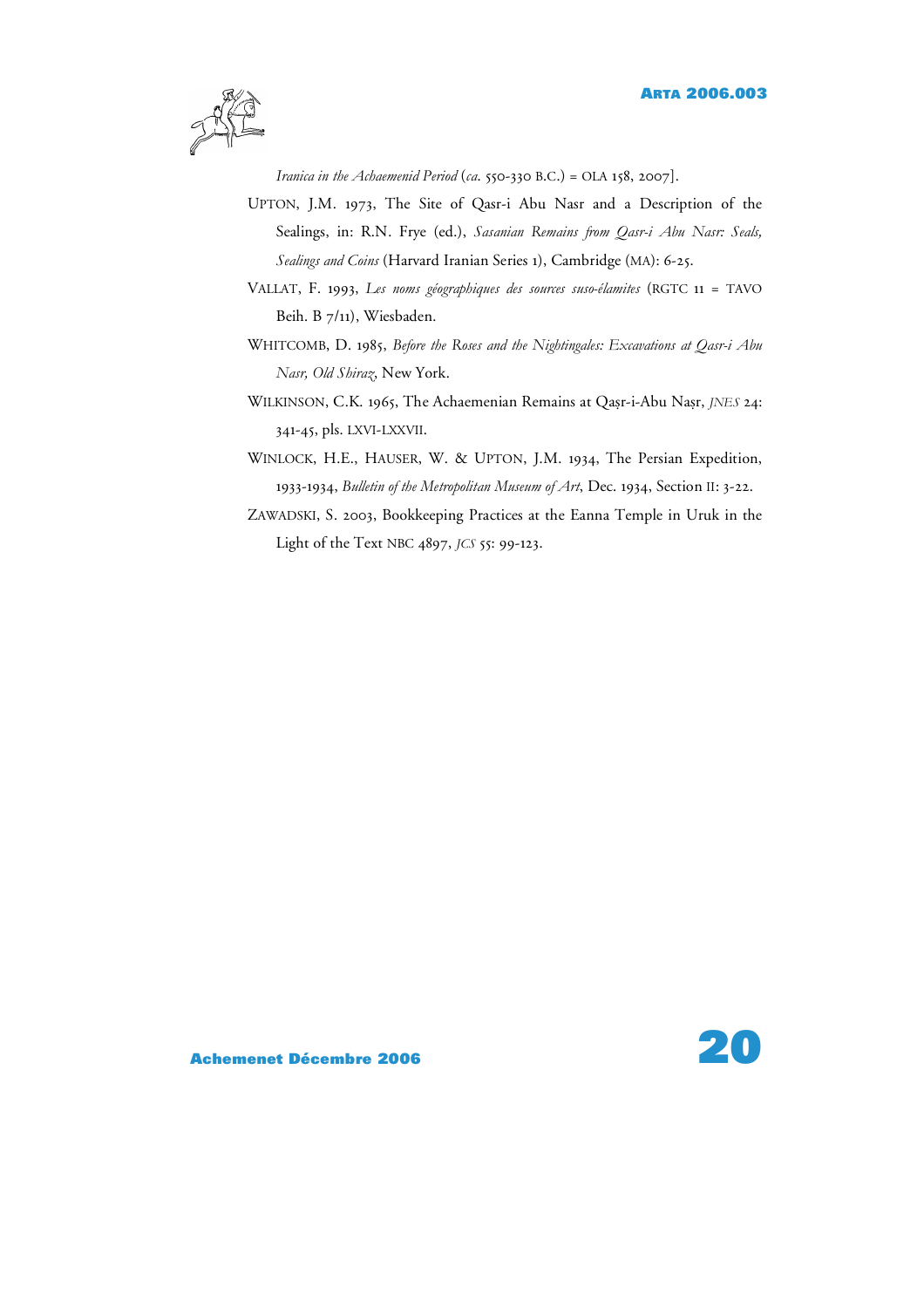*Iranica in the Achaemenid Period* (*ca*. 550-330 B.C.) = OLA 158, 2007].

UPTON, J.M. 1973, The Site of Qasr-i Abu Nasr and a Description of the Sealings, in: R.N. Frye (ed.), *Sasanian Remains from Qasr-i Abu Nasr: Seals, Sealings and Coins* (Harvard Iranian Series 1), Cambridge (MA): 6-25.

VALLAT, F. 1993, *Les noms géographiques des sources suso-élamites* (RGTC 11 = TAVO Beih. B 7/11), Wiesbaden.

WHITCOMB, D. 1985, *Before the Roses and the Nightingales: Excavations at Qasr-i Abu Nasr, Old Shiraz*, New York.

WILKINSON, C.K. 1965, The Achaemenian Remains at Qaṣr-i-Abu Naṣr, *JNES* 24: 341-45, pls. LXVI-LXXVII.

WINLOCK, H.E., HAUSER, W. & UPTON, J.M. 1934, The Persian Expedition, 1933-1934, *Bulletin of the Metropolitan Museum of Art*, Dec. 1934, Section II: 3-22.

ZAWADSKI, S. 2003, Bookkeeping Practices at the Eanna Temple in Uruk in the Light of the Text NBC 4897, *JCS* 55: 99-123.